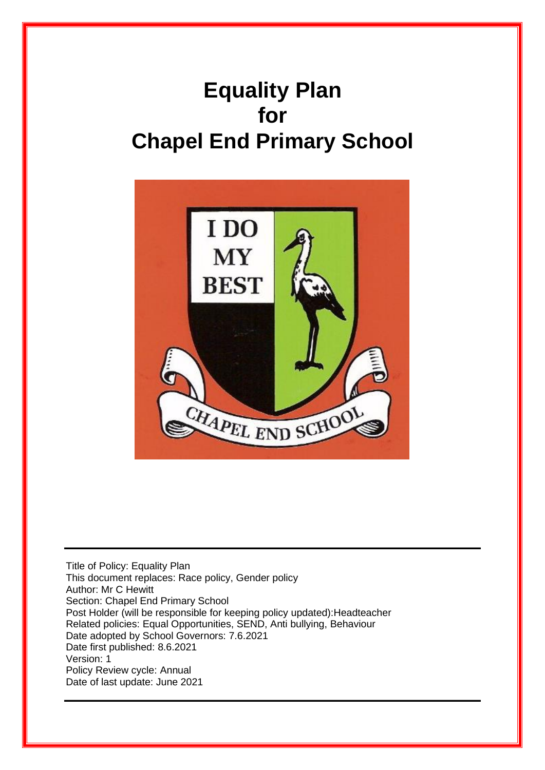# Equality Plan for Chapel End Primary School

Title of Policy: Equality Plan
This document replaces: Race policy, Gender policy
Author: Mr C Hewitt
Section: Chapel End Primary School
Post Holder (will be responsible for keeping policy updated):Headteacher
Related policies: Equal Opportunities, SEND, Anti bullying, Behaviour
Date adopted by School Governors: 7.6.2021
Date first published: 8.6.2021
Version: 1
Policy Review cycle: Annual
Date of last update: June 2021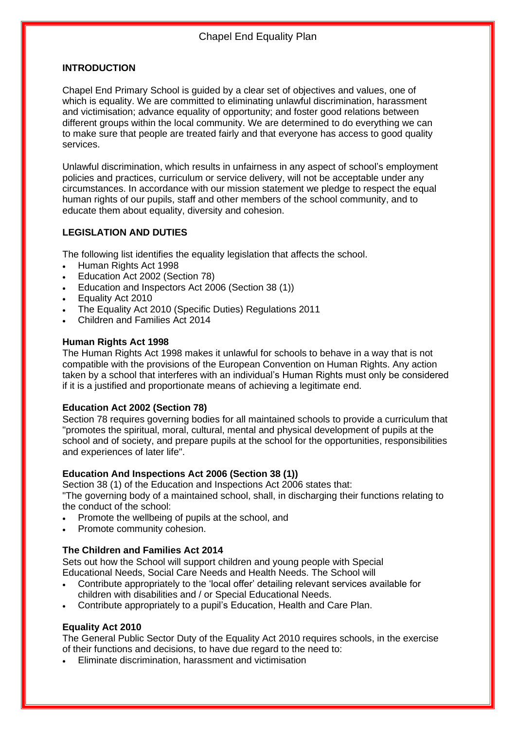# Chapel End Equality Plan

## INTRODUCTION

Chapel End Primary School is guided by a clear set of objectives and values, one of which is equality. We are committed to eliminating unlawful discrimination, harassment and victimisation; advance equality of opportunity; and foster good relations between different groups within the local community. We are determined to do everything we can to make sure that people are treated fairly and that everyone has access to good quality services.

Unlawful discrimination, which results in unfairness in any aspect of school's employment policies and practices, curriculum or service delivery, will not be acceptable under any circumstances. In accordance with our mission statement we pledge to respect the equal human rights of our pupils, staff and other members of the school community, and to educate them about equality, diversity and cohesion.

## LEGISLATION AND DUTIES

The following list identifies the equality legislation that affects the school.

- Human Rights Act 1998
- Education Act 2002 (Section 78)
- Education and Inspectors Act 2006 (Section 38 (1))
- Equality Act 2010
- The Equality Act 2010 (Specific Duties) Regulations 2011
- Children and Families Act 2014

### Human Rights Act 1998

The Human Rights Act 1998 makes it unlawful for schools to behave in a way that is not compatible with the provisions of the European Convention on Human Rights. Any action taken by a school that interferes with an individual's Human Rights must only be considered if it is a justified and proportionate means of achieving a legitimate end.

### Education Act 2002 (Section 78)

Section 78 requires governing bodies for all maintained schools to provide a curriculum that "promotes the spiritual, moral, cultural, mental and physical development of pupils at the school and of society, and prepare pupils at the school for the opportunities, responsibilities and experiences of later life".

### Education And Inspections Act 2006 (Section 38 (1))

Section 38 (1) of the Education and Inspections Act 2006 states that:
"The governing body of a maintained school, shall, in discharging their functions relating to the conduct of the school:

- Promote the wellbeing of pupils at the school, and
- Promote community cohesion.

### The Children and Families Act 2014

Sets out how the School will support children and young people with Special Educational Needs, Social Care Needs and Health Needs. The School will

- Contribute appropriately to the 'local offer' detailing relevant services available for children with disabilities and / or Special Educational Needs.
- Contribute appropriately to a pupil's Education, Health and Care Plan.

### Equality Act 2010

The General Public Sector Duty of the Equality Act 2010 requires schools, in the exercise of their functions and decisions, to have due regard to the need to:

- Eliminate discrimination, harassment and victimisation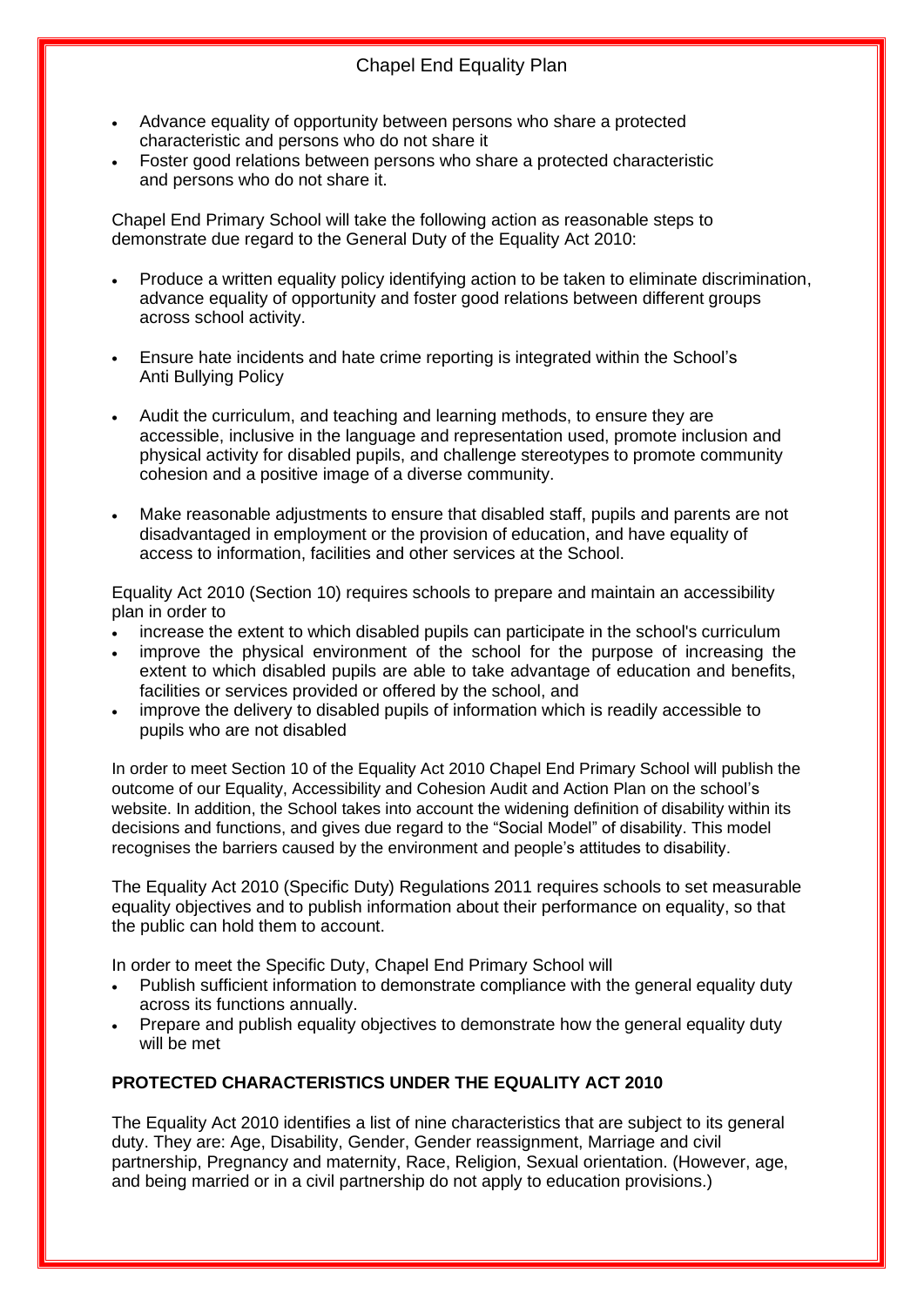- Advance equality of opportunity between persons who share a protected characteristic and persons who do not share it
- Foster good relations between persons who share a protected characteristic and persons who do not share it.

Chapel End Primary School will take the following action as reasonable steps to demonstrate due regard to the General Duty of the Equality Act 2010:

- Produce a written equality policy identifying action to be taken to eliminate discrimination, advance equality of opportunity and foster good relations between different groups across school activity.

- Ensure hate incidents and hate crime reporting is integrated within the School's Anti Bullying Policy

- Audit the curriculum, and teaching and learning methods, to ensure they are accessible, inclusive in the language and representation used, promote inclusion and physical activity for disabled pupils, and challenge stereotypes to promote community cohesion and a positive image of a diverse community.

- Make reasonable adjustments to ensure that disabled staff, pupils and parents are not disadvantaged in employment or the provision of education, and have equality of access to information, facilities and other services at the School.

Equality Act 2010 (Section 10) requires schools to prepare and maintain an accessibility plan in order to

- increase the extent to which disabled pupils can participate in the school's curriculum
- improve the physical environment of the school for the purpose of increasing the extent to which disabled pupils are able to take advantage of education and benefits, facilities or services provided or offered by the school, and
- improve the delivery to disabled pupils of information which is readily accessible to pupils who are not disabled

In order to meet Section 10 of the Equality Act 2010 Chapel End Primary School will publish the outcome of our Equality, Accessibility and Cohesion Audit and Action Plan on the school's website. In addition, the School takes into account the widening definition of disability within its decisions and functions, and gives due regard to the "Social Model" of disability. This model recognises the barriers caused by the environment and people's attitudes to disability.

The Equality Act 2010 (Specific Duty) Regulations 2011 requires schools to set measurable equality objectives and to publish information about their performance on equality, so that the public can hold them to account.

In order to meet the Specific Duty, Chapel End Primary School will

- Publish sufficient information to demonstrate compliance with the general equality duty across its functions annually.
- Prepare and publish equality objectives to demonstrate how the general equality duty will be met

**PROTECTED CHARACTERISTICS UNDER THE EQUALITY ACT 2010**

The Equality Act 2010 identifies a list of nine characteristics that are subject to its general duty. They are: Age, Disability, Gender, Gender reassignment, Marriage and civil partnership, Pregnancy and maternity, Race, Religion, Sexual orientation. (However, age, and being married or in a civil partnership do not apply to education provisions.)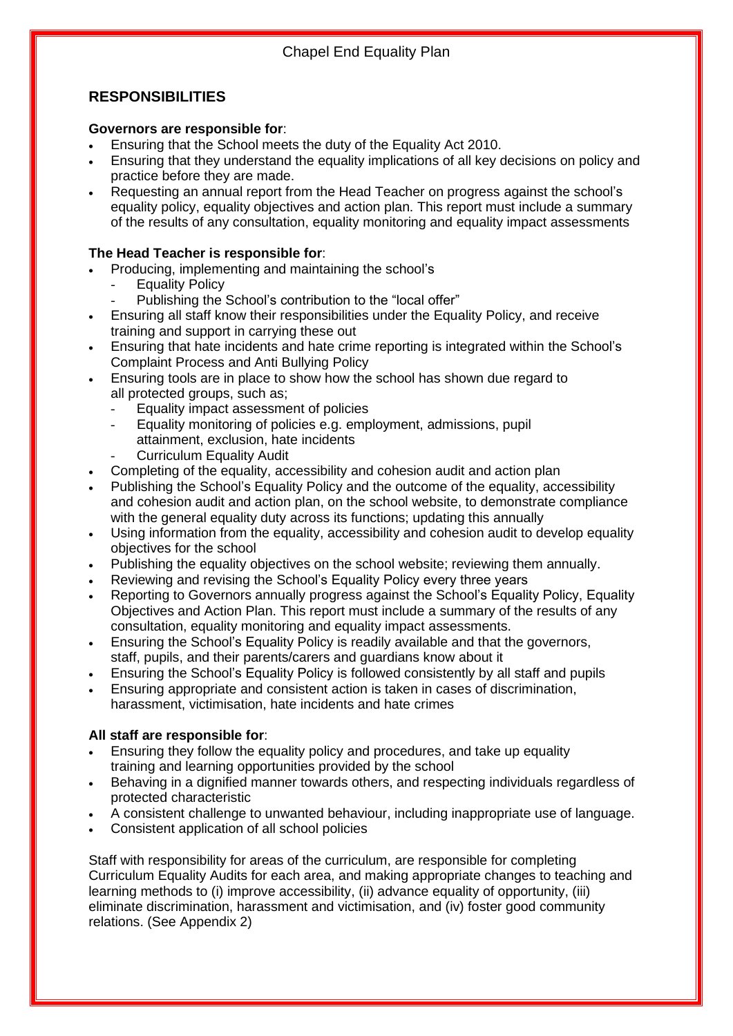## RESPONSIBILITIES

**Governors are responsible for**:

- Ensuring that the School meets the duty of the Equality Act 2010.
- Ensuring that they understand the equality implications of all key decisions on policy and practice before they are made.
- Requesting an annual report from the Head Teacher on progress against the school's equality policy, equality objectives and action plan. This report must include a summary of the results of any consultation, equality monitoring and equality impact assessments

**The Head Teacher is responsible for**:

- Producing, implementing and maintaining the school's
  - Equality Policy
  - Publishing the School's contribution to the "local offer"
- Ensuring all staff know their responsibilities under the Equality Policy, and receive training and support in carrying these out
- Ensuring that hate incidents and hate crime reporting is integrated within the School's Complaint Process and Anti Bullying Policy
- Ensuring tools are in place to show how the school has shown due regard to all protected groups, such as;
  - Equality impact assessment of policies
  - Equality monitoring of policies e.g. employment, admissions, pupil attainment, exclusion, hate incidents
  - Curriculum Equality Audit
- Completing of the equality, accessibility and cohesion audit and action plan
- Publishing the School's Equality Policy and the outcome of the equality, accessibility and cohesion audit and action plan, on the school website, to demonstrate compliance with the general equality duty across its functions; updating this annually
- Using information from the equality, accessibility and cohesion audit to develop equality objectives for the school
- Publishing the equality objectives on the school website; reviewing them annually.
- Reviewing and revising the School's Equality Policy every three years
- Reporting to Governors annually progress against the School's Equality Policy, Equality Objectives and Action Plan. This report must include a summary of the results of any consultation, equality monitoring and equality impact assessments.
- Ensuring the School's Equality Policy is readily available and that the governors, staff, pupils, and their parents/carers and guardians know about it
- Ensuring the School's Equality Policy is followed consistently by all staff and pupils
- Ensuring appropriate and consistent action is taken in cases of discrimination, harassment, victimisation, hate incidents and hate crimes

**All staff are responsible for**:

- Ensuring they follow the equality policy and procedures, and take up equality training and learning opportunities provided by the school
- Behaving in a dignified manner towards others, and respecting individuals regardless of protected characteristic
- A consistent challenge to unwanted behaviour, including inappropriate use of language.
- Consistent application of all school policies

Staff with responsibility for areas of the curriculum, are responsible for completing Curriculum Equality Audits for each area, and making appropriate changes to teaching and learning methods to (i) improve accessibility, (ii) advance equality of opportunity, (iii) eliminate discrimination, harassment and victimisation, and (iv) foster good community relations. (See Appendix 2)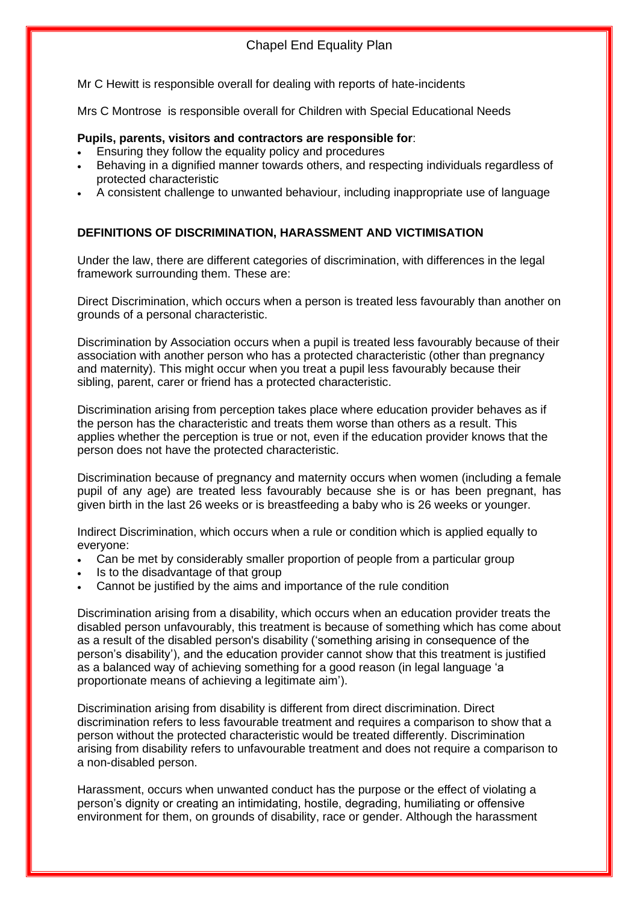Mr C Hewitt is responsible overall for dealing with reports of hate-incidents

Mrs C Montrose is responsible overall for Children with Special Educational Needs

**Pupils, parents, visitors and contractors are responsible for**:

- Ensuring they follow the equality policy and procedures
- Behaving in a dignified manner towards others, and respecting individuals regardless of protected characteristic
- A consistent challenge to unwanted behaviour, including inappropriate use of language

**DEFINITIONS OF DISCRIMINATION, HARASSMENT AND VICTIMISATION**

Under the law, there are different categories of discrimination, with differences in the legal framework surrounding them. These are:

Direct Discrimination, which occurs when a person is treated less favourably than another on grounds of a personal characteristic.

Discrimination by Association occurs when a pupil is treated less favourably because of their association with another person who has a protected characteristic (other than pregnancy and maternity). This might occur when you treat a pupil less favourably because their sibling, parent, carer or friend has a protected characteristic.

Discrimination arising from perception takes place where education provider behaves as if the person has the characteristic and treats them worse than others as a result. This applies whether the perception is true or not, even if the education provider knows that the person does not have the protected characteristic.

Discrimination because of pregnancy and maternity occurs when women (including a female pupil of any age) are treated less favourably because she is or has been pregnant, has given birth in the last 26 weeks or is breastfeeding a baby who is 26 weeks or younger.

Indirect Discrimination, which occurs when a rule or condition which is applied equally to everyone:

- Can be met by considerably smaller proportion of people from a particular group
- Is to the disadvantage of that group
- Cannot be justified by the aims and importance of the rule condition

Discrimination arising from a disability, which occurs when an education provider treats the disabled person unfavourably, this treatment is because of something which has come about as a result of the disabled person's disability ('something arising in consequence of the person's disability'), and the education provider cannot show that this treatment is justified as a balanced way of achieving something for a good reason (in legal language 'a proportionate means of achieving a legitimate aim').

Discrimination arising from disability is different from direct discrimination. Direct discrimination refers to less favourable treatment and requires a comparison to show that a person without the protected characteristic would be treated differently. Discrimination arising from disability refers to unfavourable treatment and does not require a comparison to a non-disabled person.

Harassment, occurs when unwanted conduct has the purpose or the effect of violating a person's dignity or creating an intimidating, hostile, degrading, humiliating or offensive environment for them, on grounds of disability, race or gender. Although the harassment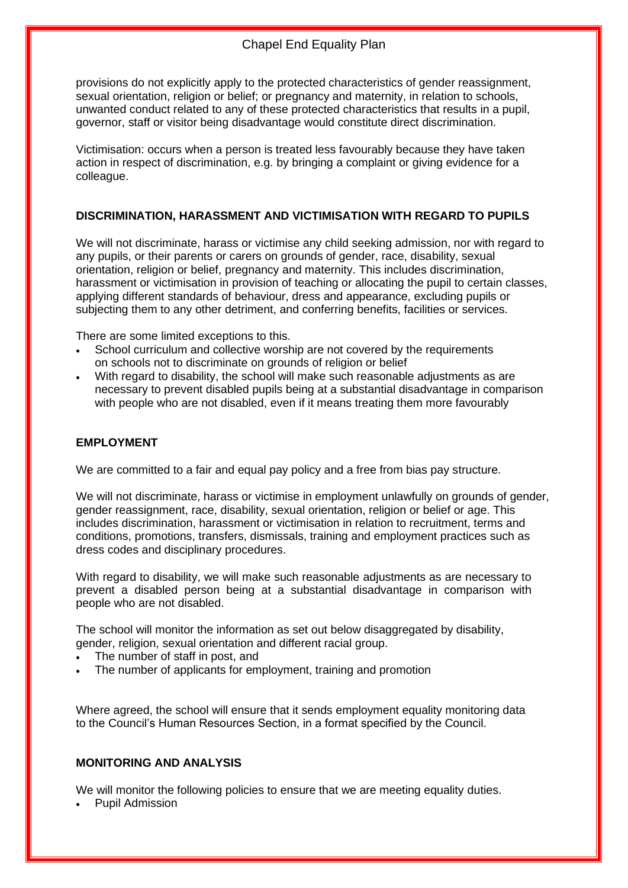provisions do not explicitly apply to the protected characteristics of gender reassignment, sexual orientation, religion or belief; or pregnancy and maternity, in relation to schools, unwanted conduct related to any of these protected characteristics that results in a pupil, governor, staff or visitor being disadvantage would constitute direct discrimination.

Victimisation: occurs when a person is treated less favourably because they have taken action in respect of discrimination, e.g. by bringing a complaint or giving evidence for a colleague.

## DISCRIMINATION, HARASSMENT AND VICTIMISATION WITH REGARD TO PUPILS

We will not discriminate, harass or victimise any child seeking admission, nor with regard to any pupils, or their parents or carers on grounds of gender, race, disability, sexual orientation, religion or belief, pregnancy and maternity. This includes discrimination, harassment or victimisation in provision of teaching or allocating the pupil to certain classes, applying different standards of behaviour, dress and appearance, excluding pupils or subjecting them to any other detriment, and conferring benefits, facilities or services.

There are some limited exceptions to this.

- School curriculum and collective worship are not covered by the requirements on schools not to discriminate on grounds of religion or belief
- With regard to disability, the school will make such reasonable adjustments as are necessary to prevent disabled pupils being at a substantial disadvantage in comparison with people who are not disabled, even if it means treating them more favourably

## EMPLOYMENT

We are committed to a fair and equal pay policy and a free from bias pay structure.

We will not discriminate, harass or victimise in employment unlawfully on grounds of gender, gender reassignment, race, disability, sexual orientation, religion or belief or age. This includes discrimination, harassment or victimisation in relation to recruitment, terms and conditions, promotions, transfers, dismissals, training and employment practices such as dress codes and disciplinary procedures.

With regard to disability, we will make such reasonable adjustments as are necessary to prevent a disabled person being at a substantial disadvantage in comparison with people who are not disabled.

The school will monitor the information as set out below disaggregated by disability, gender, religion, sexual orientation and different racial group.

- The number of staff in post, and
- The number of applicants for employment, training and promotion

Where agreed, the school will ensure that it sends employment equality monitoring data to the Council's Human Resources Section, in a format specified by the Council.

## MONITORING AND ANALYSIS

We will monitor the following policies to ensure that we are meeting equality duties.

- Pupil Admission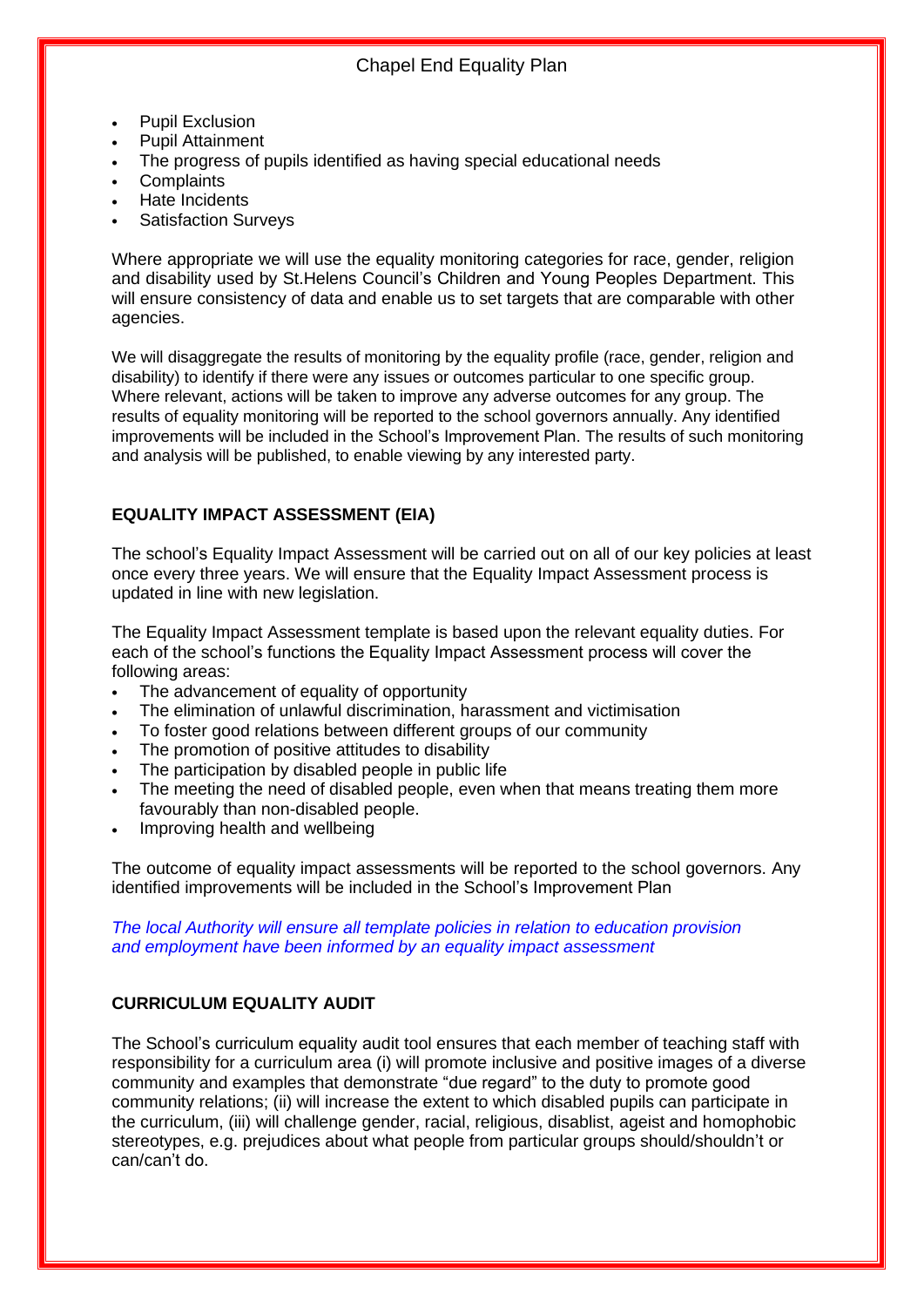- Pupil Exclusion
- Pupil Attainment
- The progress of pupils identified as having special educational needs
- Complaints
- Hate Incidents
- Satisfaction Surveys

Where appropriate we will use the equality monitoring categories for race, gender, religion and disability used by St.Helens Council's Children and Young Peoples Department. This will ensure consistency of data and enable us to set targets that are comparable with other agencies.

We will disaggregate the results of monitoring by the equality profile (race, gender, religion and disability) to identify if there were any issues or outcomes particular to one specific group. Where relevant, actions will be taken to improve any adverse outcomes for any group. The results of equality monitoring will be reported to the school governors annually. Any identified improvements will be included in the School's Improvement Plan. The results of such monitoring and analysis will be published, to enable viewing by any interested party.

## EQUALITY IMPACT ASSESSMENT (EIA)

The school's Equality Impact Assessment will be carried out on all of our key policies at least once every three years. We will ensure that the Equality Impact Assessment process is updated in line with new legislation.

The Equality Impact Assessment template is based upon the relevant equality duties. For each of the school's functions the Equality Impact Assessment process will cover the following areas:

- The advancement of equality of opportunity
- The elimination of unlawful discrimination, harassment and victimisation
- To foster good relations between different groups of our community
- The promotion of positive attitudes to disability
- The participation by disabled people in public life
- The meeting the need of disabled people, even when that means treating them more favourably than non-disabled people.
- Improving health and wellbeing

The outcome of equality impact assessments will be reported to the school governors. Any identified improvements will be included in the School's Improvement Plan

*The local Authority will ensure all template policies in relation to education provision and employment have been informed by an equality impact assessment*

## CURRICULUM EQUALITY AUDIT

The School's curriculum equality audit tool ensures that each member of teaching staff with responsibility for a curriculum area (i) will promote inclusive and positive images of a diverse community and examples that demonstrate "due regard" to the duty to promote good community relations; (ii) will increase the extent to which disabled pupils can participate in the curriculum, (iii) will challenge gender, racial, religious, disablist, ageist and homophobic stereotypes, e.g. prejudices about what people from particular groups should/shouldn't or can/can't do.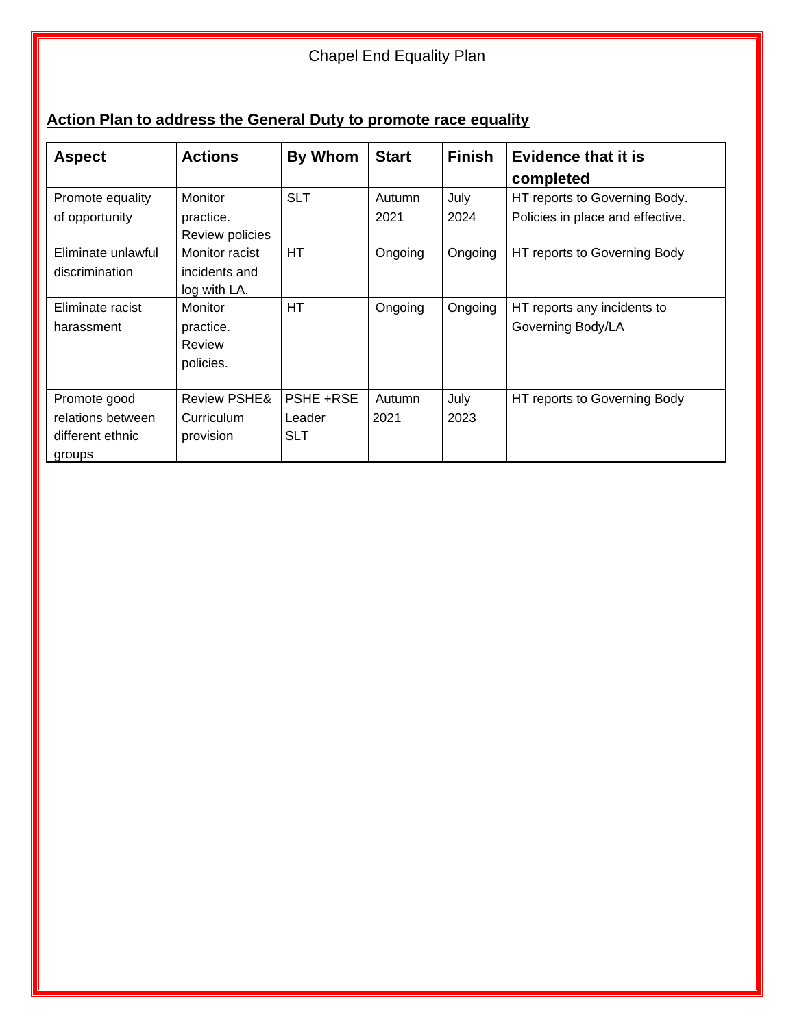Chapel End Equality Plan

**Action Plan to address the General Duty to promote race equality**

| Aspect | Actions | By Whom | Start | Finish | Evidence that it is completed |
|---|---|---|---|---|---|
| Promote equality of opportunity | Monitor practice. Review policies | SLT | Autumn 2021 | July 2024 | HT reports to Governing Body. Policies in place and effective. |
| Eliminate unlawful discrimination | Monitor racist incidents and log with LA. | HT | Ongoing | Ongoing | HT reports to Governing Body |
| Eliminate racist harassment | Monitor practice. Review policies. | HT | Ongoing | Ongoing | HT reports any incidents to Governing Body/LA |
| Promote good relations between different ethnic groups | Review PSHE& Curriculum provision | PSHE +RSE Leader SLT | Autumn 2021 | July 2023 | HT reports to Governing Body |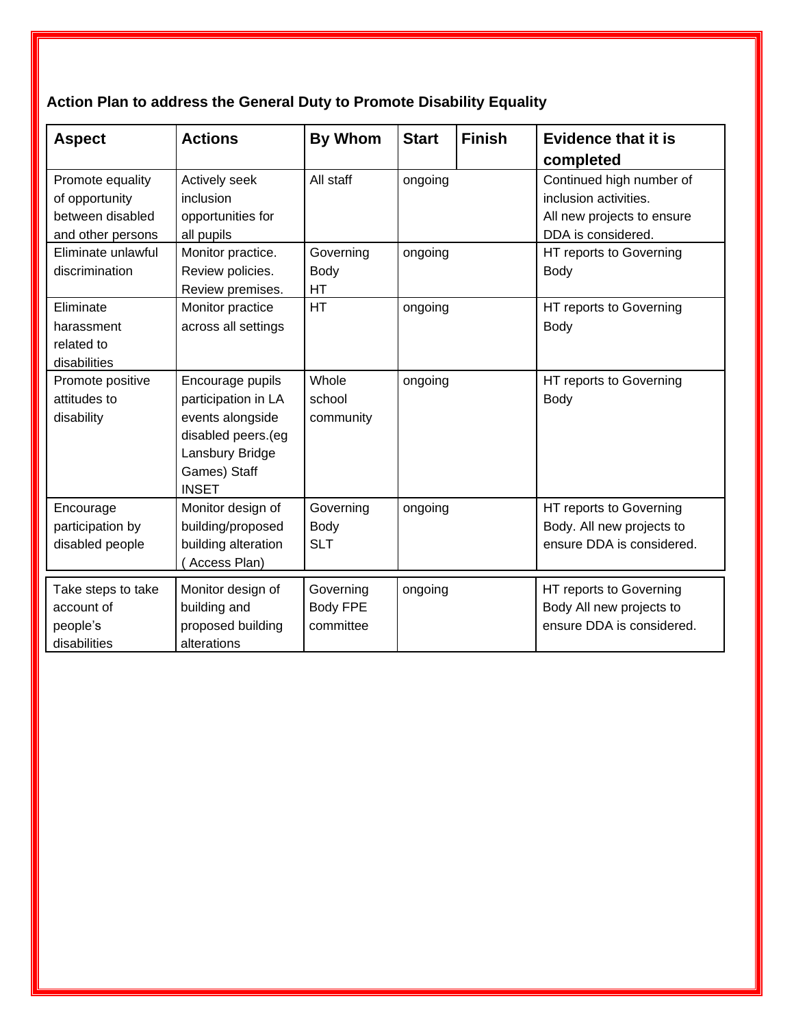**Action Plan to address the General Duty to Promote Disability Equality**

| Aspect | Actions | By Whom | Start | Finish | Evidence that it is completed |
|---|---|---|---|---|---|
| Promote equality of opportunity between disabled and other persons | Actively seek inclusion opportunities for all pupils | All staff | ongoing | | Continued high number of inclusion activities. All new projects to ensure DDA is considered. |
| Eliminate unlawful discrimination | Monitor practice. Review policies. Review premises. | Governing Body HT | ongoing | | HT reports to Governing Body |
| Eliminate harassment related to disabilities | Monitor practice across all settings | HT | ongoing | | HT reports to Governing Body |
| Promote positive attitudes to disability | Encourage pupils participation in LA events alongside disabled peers.(eg Lansbury Bridge Games) Staff INSET | Whole school community | ongoing | | HT reports to Governing Body |
| Encourage participation by disabled people | Monitor design of building/proposed building alteration ( Access Plan) | Governing Body SLT | ongoing | | HT reports to Governing Body. All new projects to ensure DDA is considered. |
| Take steps to take account of people's disabilities | Monitor design of building and proposed building alterations | Governing Body FPE committee | ongoing | | HT reports to Governing Body All new projects to ensure DDA is considered. |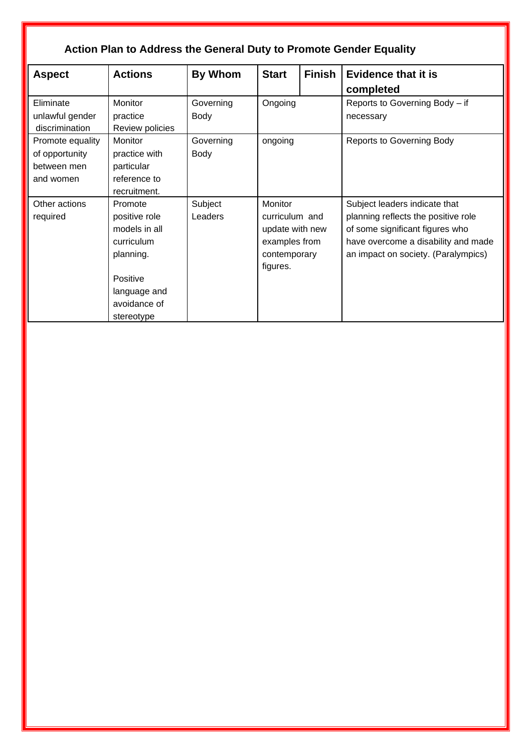## Action Plan to Address the General Duty to Promote Gender Equality

| Aspect | Actions | By Whom | Start | Finish | Evidence that it is completed |
|---|---|---|---|---|---|
| Eliminate unlawful gender discrimination | Monitor practice Review policies | Governing Body | Ongoing | | Reports to Governing Body – if necessary |
| Promote equality of opportunity between men and women | Monitor practice with particular reference to recruitment. | Governing Body | ongoing | | Reports to Governing Body |
| Other actions required | Promote positive role models in all curriculum planning.<br><br>Positive language and avoidance of stereotype | Subject Leaders | Monitor curriculum and update with new examples from contemporary figures. | | Subject leaders indicate that planning reflects the positive role of some significant figures who have overcome a disability and made an impact on society. (Paralympics) |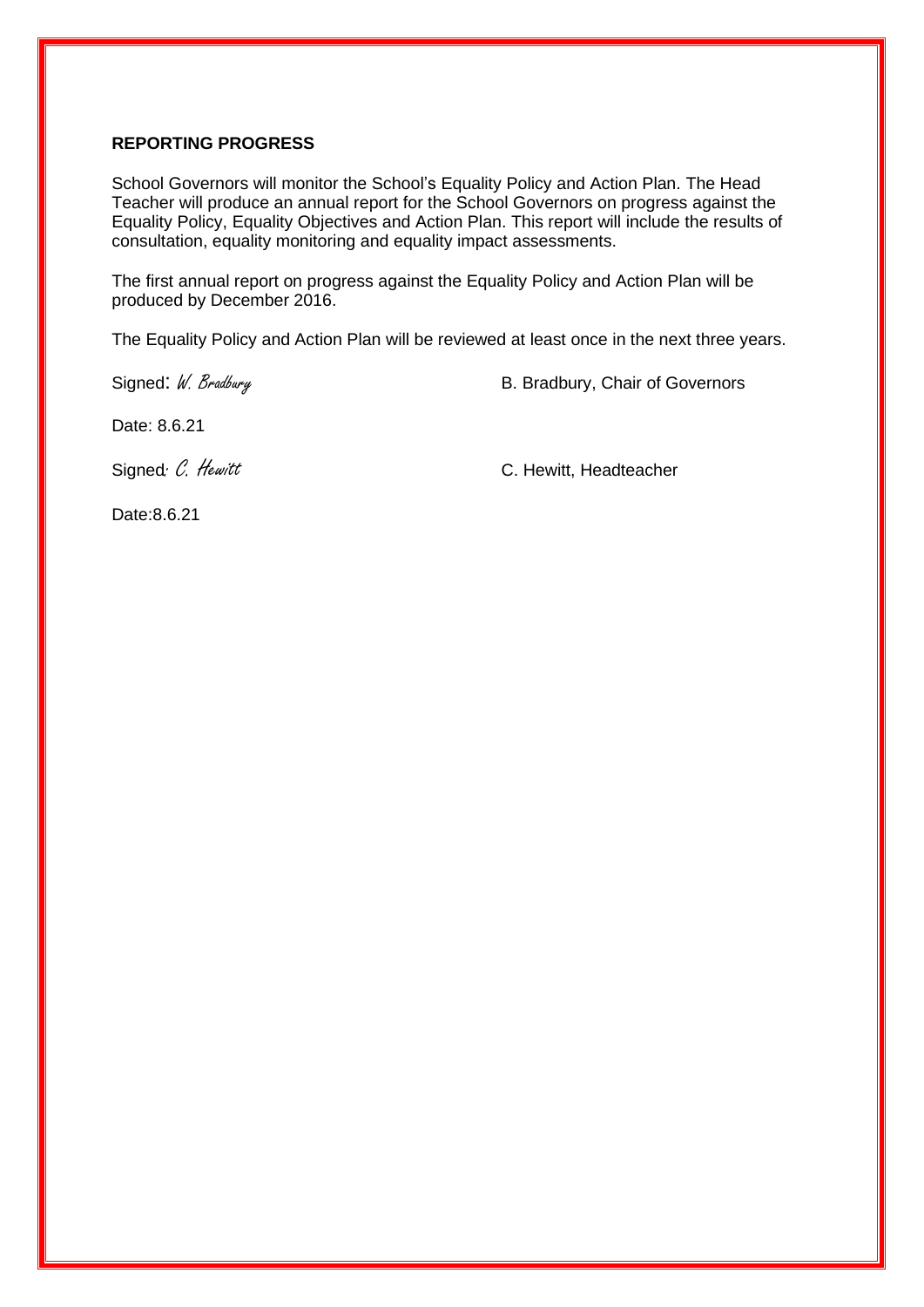**REPORTING PROGRESS**

School Governors will monitor the School's Equality Policy and Action Plan. The Head Teacher will produce an annual report for the School Governors on progress against the Equality Policy, Equality Objectives and Action Plan. This report will include the results of consultation, equality monitoring and equality impact assessments.

The first annual report on progress against the Equality Policy and Action Plan will be produced by December 2016.

The Equality Policy and Action Plan will be reviewed at least once in the next three years.

Signed: *W. Bradbury* B. Bradbury, Chair of Governors

Date: 8.6.21

Signed: *C. Hewitt* C. Hewitt, Headteacher

Date:8.6.21